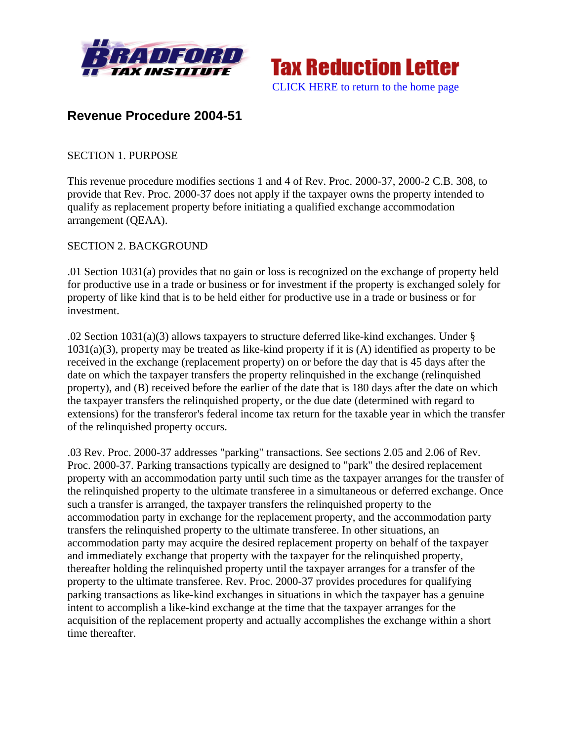Tax Reduction Letter

CLICK HERE to return to the home page

## Revenue Procedure 2004-51

SECTION 1. PURPOSE

This revenue procedure modifies sections 1 and 4 of Rev. Proc. 2000-37, 2000-2 C.B. 308, to provide that Rev. Proc. 2000-37 does not apply if the taxpayer owns the property intended to qualify as replacement property before initiating a qualified exchange accommodation arrangement (QEAA).

SECTION 2. BACKGROUND

.01 Section 1031(a) provides that no gain or loss is recognized on the exchange of property held for productive use in a trade or business or for investment if the property is exchanged solely for property of like kind that is to be held either for productive use in a trade or business or for investment.

.02 Section 1031(a)(3) allows taxpayers to structure deferred like-kind exchanges. Under § 1031(a)(3), property may be treated as like-kind property if it is (A) identified as property to be received in the exchange (replacement property) on or before the day that is 45 days after the date on which the taxpayer transfers the property relinquished in the exchange (relinquished property), and (B) received before the earlier of the date that is 180 days after the date on which the taxpayer transfers the relinquished property, or the due date (determined with regard to extensions) for the transferor's federal income tax return for the taxable year in which the transfer of the relinquished property occurs.

.03 Rev. Proc. 2000-37 addresses "parking" transactions. See sections 2.05 and 2.06 of Rev. Proc. 2000-37. Parking transactions typically are designed to "park" the desired replacement property with an accommodation party until such time as the taxpayer arranges for the transfer of the relinquished property to the ultimate transferee in a simultaneous or deferred exchange. Once such a transfer is arranged, the taxpayer transfers the relinquished property to the accommodation party in exchange for the replacement property, and the accommodation party transfers the relinquished property to the ultimate transferee. In other situations, an accommodation party may acquire the desired replacement property on behalf of the taxpayer and immediately exchange that property with the taxpayer for the relinquished property, thereafter holding the relinquished property until the taxpayer arranges for a transfer of the property to the ultimate transferee. Rev. Proc. 2000-37 provides procedures for qualifying parking transactions as like-kind exchanges in situations in which the taxpayer has a genuine intent to accomplish a like-kind exchange at the time that the taxpayer arranges for the acquisition of the replacement property and actually accomplishes the exchange within a short time thereafter.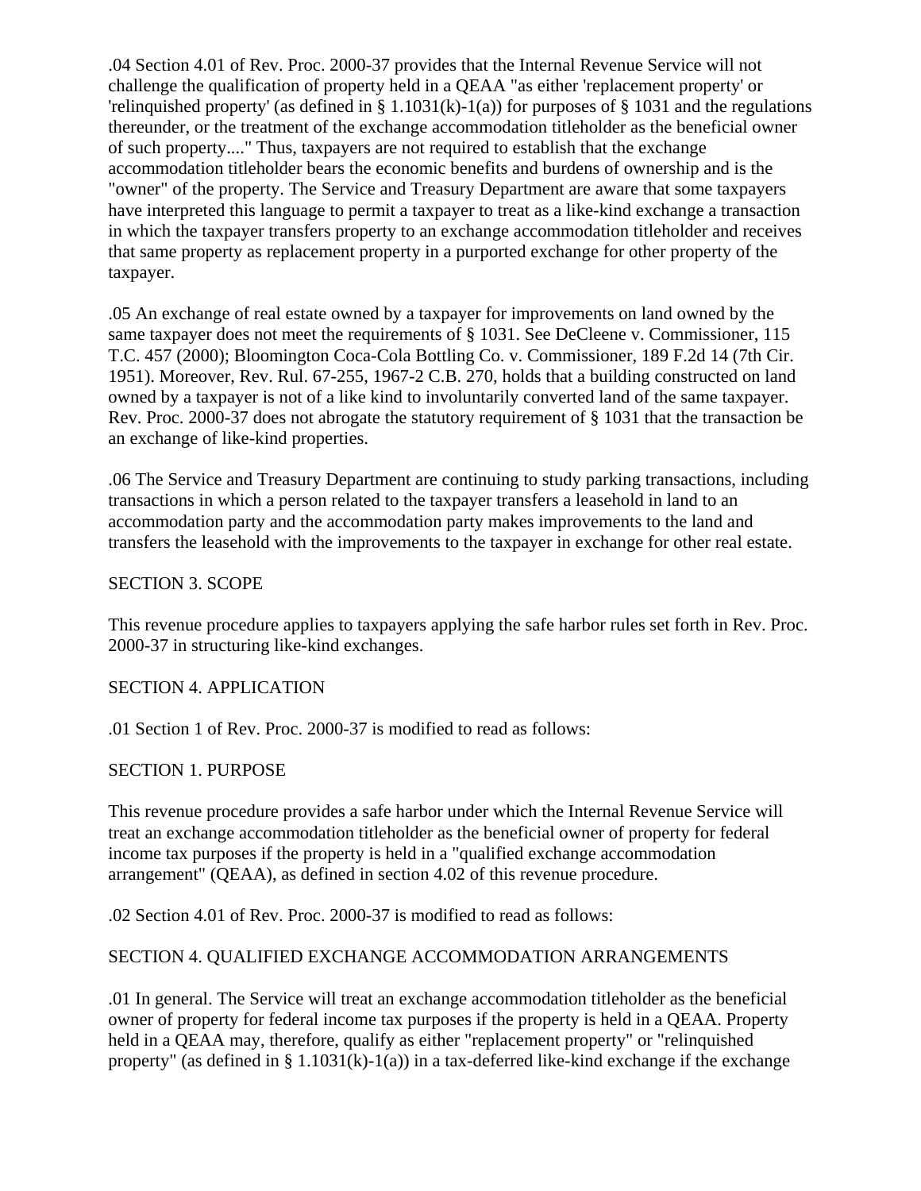.04 Section 4.01 of Rev. Proc. 2000-37 provides that the Internal Revenue Service will not challenge the qualification of property held in a QEAA "as either 'replacement property' or 'relinquished property' (as defined in § 1.1031(k)-1(a)) for purposes of § 1031 and the regulations thereunder, or the treatment of the exchange accommodation titleholder as the beneficial owner of such property...." Thus, taxpayers are not required to establish that the exchange accommodation titleholder bears the economic benefits and burdens of ownership and is the "owner" of the property. The Service and Treasury Department are aware that some taxpayers have interpreted this language to permit a taxpayer to treat as a like-kind exchange a transaction in which the taxpayer transfers property to an exchange accommodation titleholder and receives that same property as replacement property in a purported exchange for other property of the taxpayer.

.05 An exchange of real estate owned by a taxpayer for improvements on land owned by the same taxpayer does not meet the requirements of § 1031. See DeCleene v. Commissioner, 115 T.C. 457 (2000); Bloomington Coca-Cola Bottling Co. v. Commissioner, 189 F.2d 14 (7th Cir. 1951). Moreover, Rev. Rul. 67-255, 1967-2 C.B. 270, holds that a building constructed on land owned by a taxpayer is not of a like kind to involuntarily converted land of the same taxpayer. Rev. Proc. 2000-37 does not abrogate the statutory requirement of § 1031 that the transaction be an exchange of like-kind properties.

.06 The Service and Treasury Department are continuing to study parking transactions, including transactions in which a person related to the taxpayer transfers a leasehold in land to an accommodation party and the accommodation party makes improvements to the land and transfers the leasehold with the improvements to the taxpayer in exchange for other real estate.

## SECTION 3. SCOPE

This revenue procedure applies to taxpayers applying the safe harbor rules set forth in Rev. Proc. 2000-37 in structuring like-kind exchanges.

## SECTION 4. APPLICATION

.01 Section 1 of Rev. Proc. 2000-37 is modified to read as follows:

SECTION 1. PURPOSE

This revenue procedure provides a safe harbor under which the Internal Revenue Service will treat an exchange accommodation titleholder as the beneficial owner of property for federal income tax purposes if the property is held in a "qualified exchange accommodation arrangement" (QEAA), as defined in section 4.02 of this revenue procedure.

.02 Section 4.01 of Rev. Proc. 2000-37 is modified to read as follows:

SECTION 4. QUALIFIED EXCHANGE ACCOMMODATION ARRANGEMENTS

.01 In general. The Service will treat an exchange accommodation titleholder as the beneficial owner of property for federal income tax purposes if the property is held in a QEAA. Property held in a QEAA may, therefore, qualify as either "replacement property" or "relinquished property" (as defined in § 1.1031(k)-1(a)) in a tax-deferred like-kind exchange if the exchange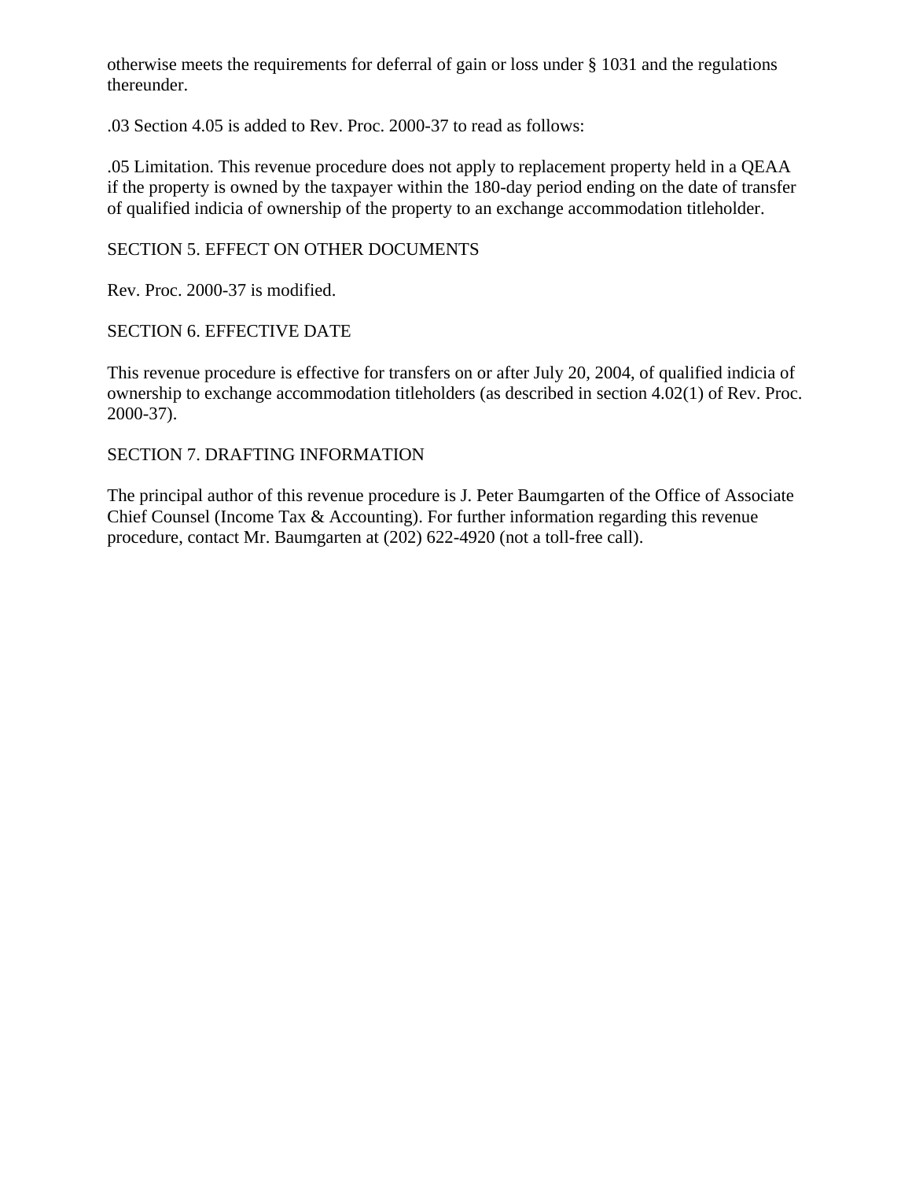otherwise meets the requirements for deferral of gain or loss under § 1031 and the regulations thereunder.

.03 Section 4.05 is added to Rev. Proc. 2000-37 to read as follows:

.05 Limitation. This revenue procedure does not apply to replacement property held in a QEAA if the property is owned by the taxpayer within the 180-day period ending on the date of transfer of qualified indicia of ownership of the property to an exchange accommodation titleholder.

SECTION 5. EFFECT ON OTHER DOCUMENTS

Rev. Proc. 2000-37 is modified.

SECTION 6. EFFECTIVE DATE

This revenue procedure is effective for transfers on or after July 20, 2004, of qualified indicia of ownership to exchange accommodation titleholders (as described in section 4.02(1) of Rev. Proc. 2000-37).

SECTION 7. DRAFTING INFORMATION

The principal author of this revenue procedure is J. Peter Baumgarten of the Office of Associate Chief Counsel (Income Tax & Accounting). For further information regarding this revenue procedure, contact Mr. Baumgarten at (202) 622-4920 (not a toll-free call).